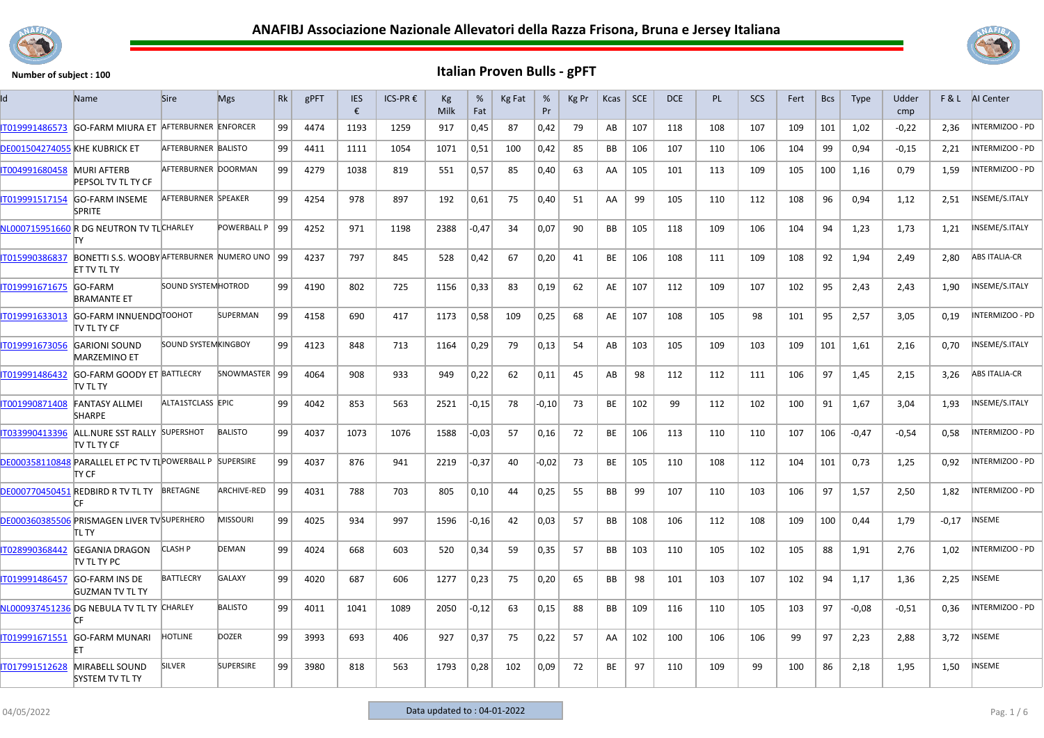# ANAFIBJ Associazione Nazionale Allevatori della Razza Frisona, Bruna e Jersey Italiana

**Number of subject : 100**

## Italian Proven Bulls - gPFT

| Id | Name | Sire | Mgs | Rk | gPFT | IES € | ICS-PR € | Kg Milk | % Fat | Kg Fat | % Pr | Kg Pr | Kcas | SCE | DCE | PL | SCS | Fert | Bcs | Type | Udder cmp | F & L | AI Center |
|---|---|---|---|---|---|---|---|---|---|---|---|---|---|---|---|---|---|---|---|---|---|---|---|
| IT019991486573 | GO-FARM MIURA ET | AFTERBURNER | ENFORCER | 99 | 4474 | 1193 | 1259 | 917 | 0,45 | 87 | 0,42 | 79 | AB | 107 | 118 | 108 | 107 | 109 | 101 | 1,02 | -0,22 | 2,36 | INTERMIZOO - PD |
| DE001504274055 | KHE KUBRICK ET | AFTERBURNER | BALISTO | 99 | 4411 | 1111 | 1054 | 1071 | 0,51 | 100 | 0,42 | 85 | BB | 106 | 107 | 110 | 106 | 104 | 99 | 0,94 | -0,15 | 2,21 | INTERMIZOO - PD |
| IT004991680458 | MURI AFTERB PEPSOL TV TL TY CF | AFTERBURNER | DOORMAN | 99 | 4279 | 1038 | 819 | 551 | 0,57 | 85 | 0,40 | 63 | AA | 105 | 101 | 113 | 109 | 105 | 100 | 1,16 | 0,79 | 1,59 | INTERMIZOO - PD |
| IT019991517154 | GO-FARM INSEME SPRITE | AFTERBURNER | SPEAKER | 99 | 4254 | 978 | 897 | 192 | 0,61 | 75 | 0,40 | 51 | AA | 99 | 105 | 110 | 112 | 108 | 96 | 0,94 | 1,12 | 2,51 | INSEME/S.ITALY |
| NL000715951660 | R DG NEUTRON TV TL TY | CHARLEY | POWERBALL P | 99 | 4252 | 971 | 1198 | 2388 | -0,47 | 34 | 0,07 | 90 | BB | 105 | 118 | 109 | 106 | 104 | 94 | 1,23 | 1,73 | 1,21 | INSEME/S.ITALY |
| IT015990386837 | BONETTI S.S. WOOBY ET TV TL TY | AFTERBURNER | NUMERO UNO | 99 | 4237 | 797 | 845 | 528 | 0,42 | 67 | 0,20 | 41 | BE | 106 | 108 | 111 | 109 | 108 | 92 | 1,94 | 2,49 | 2,80 | ABS ITALIA-CR |
| IT019991671675 | GO-FARM BRAMANTE ET | SOUND SYSTEM | HOTROD | 99 | 4190 | 802 | 725 | 1156 | 0,33 | 83 | 0,19 | 62 | AE | 107 | 112 | 109 | 107 | 102 | 95 | 2,43 | 2,43 | 1,90 | INSEME/S.ITALY |
| IT019991633013 | GO-FARM INNUENDO TV TL TY CF | TOOHOT | SUPERMAN | 99 | 4158 | 690 | 417 | 1173 | 0,58 | 109 | 0,25 | 68 | AE | 107 | 108 | 105 | 98 | 101 | 95 | 2,57 | 3,05 | 0,19 | INTERMIZOO - PD |
| IT019991673056 | GARIONI SOUND MARZEMINO ET | SOUND SYSTEM | KINGBOY | 99 | 4123 | 848 | 713 | 1164 | 0,29 | 79 | 0,13 | 54 | AB | 103 | 105 | 109 | 103 | 109 | 101 | 1,61 | 2,16 | 0,70 | INSEME/S.ITALY |
| IT019991486432 | GO-FARM GOODY ET TV TL TY | BATTLECRY | SNOWMASTER | 99 | 4064 | 908 | 933 | 949 | 0,22 | 62 | 0,11 | 45 | AB | 98 | 112 | 112 | 111 | 106 | 97 | 1,45 | 2,15 | 3,26 | ABS ITALIA-CR |
| IT001990871408 | FANTASY ALLMEI SHARPE | ALTA1STCLASS | EPIC | 99 | 4042 | 853 | 563 | 2521 | -0,15 | 78 | -0,10 | 73 | BE | 102 | 99 | 112 | 102 | 100 | 91 | 1,67 | 3,04 | 1,93 | INSEME/S.ITALY |
| IT033990413396 | ALL.NURE SST RALLY TV TL TY CF | SUPERSHOT | BALISTO | 99 | 4037 | 1073 | 1076 | 1588 | -0,03 | 57 | 0,16 | 72 | BE | 106 | 113 | 110 | 110 | 107 | 106 | -0,47 | -0,54 | 0,58 | INTERMIZOO - PD |
| DE000358110848 | PARALLEL ET PC TV TL TY CF | POWERBALL P | SUPERSIRE | 99 | 4037 | 876 | 941 | 2219 | -0,37 | 40 | -0,02 | 73 | BE | 105 | 110 | 108 | 112 | 104 | 101 | 0,73 | 1,25 | 0,92 | INTERMIZOO - PD |
| DE000770450451 | REDBIRD R TV TL TY CF | BRETAGNE | ARCHIVE-RED | 99 | 4031 | 788 | 703 | 805 | 0,10 | 44 | 0,25 | 55 | BB | 99 | 107 | 110 | 103 | 106 | 97 | 1,57 | 2,50 | 1,82 | INTERMIZOO - PD |
| DE000360385506 | PRISMAGEN LIVER TV TL TY | SUPERHERO | MISSOURI | 99 | 4025 | 934 | 997 | 1596 | -0,16 | 42 | 0,03 | 57 | BB | 108 | 106 | 112 | 108 | 109 | 100 | 0,44 | 1,79 | -0,17 | INSEME |
| IT028990368442 | GEGANIA DRAGON TV TL TY PC | CLASH P | DEMAN | 99 | 4024 | 668 | 603 | 520 | 0,34 | 59 | 0,35 | 57 | BB | 103 | 110 | 105 | 102 | 105 | 88 | 1,91 | 2,76 | 1,02 | INTERMIZOO - PD |
| IT019991486457 | GO-FARM INS DE GUZMAN TV TL TY | BATTLECRY | GALAXY | 99 | 4020 | 687 | 606 | 1277 | 0,23 | 75 | 0,20 | 65 | BB | 98 | 101 | 103 | 107 | 102 | 94 | 1,17 | 1,36 | 2,25 | INSEME |
| NL000937451236 | DG NEBULA TV TL TY CF | CHARLEY | BALISTO | 99 | 4011 | 1041 | 1089 | 2050 | -0,12 | 63 | 0,15 | 88 | BB | 109 | 116 | 110 | 105 | 103 | 97 | -0,08 | -0,51 | 0,36 | INTERMIZOO - PD |
| IT019991671551 | GO-FARM MUNARI ET | HOTLINE | DOZER | 99 | 3993 | 693 | 406 | 927 | 0,37 | 75 | 0,22 | 57 | AA | 102 | 100 | 106 | 106 | 99 | 97 | 2,23 | 2,88 | 3,72 | INSEME |
| IT017991512628 | MIRABELL SOUND SYSTEM TV TL TY | SILVER | SUPERSIRE | 99 | 3980 | 818 | 563 | 1793 | 0,28 | 102 | 0,09 | 72 | BE | 97 | 110 | 109 | 99 | 100 | 86 | 2,18 | 1,95 | 1,50 | INSEME |

04/05/2022 — Data updated to : 04-01-2022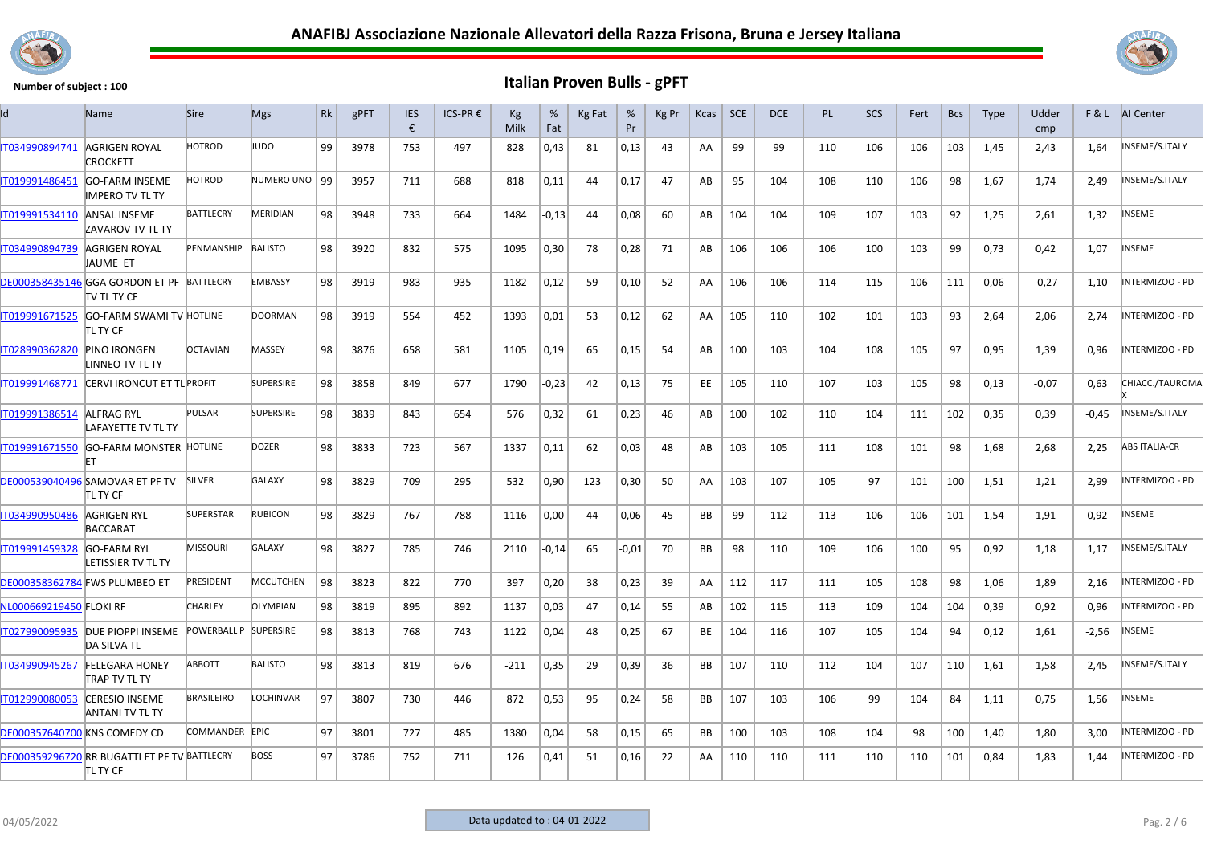## ANAFIBJ Associazione Nazionale Allevatori della Razza Frisona, Bruna e Jersey Italiana

**Number of subject : 100**

## Italian Proven Bulls - gPFT

| Id | Name | Sire | Mgs | Rk | gPFT | IES € | ICS-PR € | Kg Milk | % Fat | Kg Fat | % Pr | Kg Pr | Kcas | SCE | DCE | PL | SCS | Fert | Bcs | Type | Udder cmp | F & L | AI Center |
|---|---|---|---|---|---|---|---|---|---|---|---|---|---|---|---|---|---|---|---|---|---|---|---|
| IT034990894741 | AGRIGEN ROYAL CROCKETT | HOTROD | JUDO | 99 | 3978 | 753 | 497 | 828 | 0,43 | 81 | 0,13 | 43 | AA | 99 | 99 | 110 | 106 | 106 | 103 | 1,45 | 2,43 | 1,64 | INSEME/S.ITALY |
| IT019991486451 | GO-FARM INSEME IMPERO TV TL TY | HOTROD | NUMERO UNO | 99 | 3957 | 711 | 688 | 818 | 0,11 | 44 | 0,17 | 47 | AB | 95 | 104 | 108 | 110 | 106 | 98 | 1,67 | 1,74 | 2,49 | INSEME/S.ITALY |
| IT019991534110 | ANSAL INSEME ZAVAROV TV TL TY | BATTLECRY | MERIDIAN | 98 | 3948 | 733 | 664 | 1484 | -0,13 | 44 | 0,08 | 60 | AB | 104 | 104 | 109 | 107 | 103 | 92 | 1,25 | 2,61 | 1,32 | INSEME |
| IT034990894739 | AGRIGEN ROYAL JAUME ET | PENMANSHIP | BALISTO | 98 | 3920 | 832 | 575 | 1095 | 0,30 | 78 | 0,28 | 71 | AB | 106 | 106 | 106 | 100 | 103 | 99 | 0,73 | 0,42 | 1,07 | INSEME |
| DE000358435146 | GGA GORDON ET PF TV TL TY CF | BATTLECRY | EMBASSY | 98 | 3919 | 983 | 935 | 1182 | 0,12 | 59 | 0,10 | 52 | AA | 106 | 106 | 114 | 115 | 106 | 111 | 0,06 | -0,27 | 1,10 | INTERMIZOO - PD |
| IT019991671525 | GO-FARM SWAMI TV TL TY CF | HOTLINE | DOORMAN | 98 | 3919 | 554 | 452 | 1393 | 0,01 | 53 | 0,12 | 62 | AA | 105 | 110 | 102 | 101 | 103 | 93 | 2,64 | 2,06 | 2,74 | INTERMIZOO - PD |
| IT028990362820 | PINO IRONGEN LINNEO TV TL TY | OCTAVIAN | MASSEY | 98 | 3876 | 658 | 581 | 1105 | 0,19 | 65 | 0,15 | 54 | AB | 100 | 103 | 104 | 108 | 105 | 97 | 0,95 | 1,39 | 0,96 | INTERMIZOO - PD |
| IT019991468771 | CERVI IRONCUT ET TL | PROFIT | SUPERSIRE | 98 | 3858 | 849 | 677 | 1790 | -0,23 | 42 | 0,13 | 75 | EE | 105 | 110 | 107 | 103 | 105 | 98 | 0,13 | -0,07 | 0,63 | CHIACC./TAUROMAX |
| IT019991386514 | ALFRAG RYL LAFAYETTE TV TL TY | PULSAR | SUPERSIRE | 98 | 3839 | 843 | 654 | 576 | 0,32 | 61 | 0,23 | 46 | AB | 100 | 102 | 110 | 104 | 111 | 102 | 0,35 | 0,39 | -0,45 | INSEME/S.ITALY |
| IT019991671550 | GO-FARM MONSTER ET | HOTLINE | DOZER | 98 | 3833 | 723 | 567 | 1337 | 0,11 | 62 | 0,03 | 48 | AB | 103 | 105 | 111 | 108 | 101 | 98 | 1,68 | 2,68 | 2,25 | ABS ITALIA-CR |
| DE000539040496 | SAMOVAR ET PF TV TL TY CF | SILVER | GALAXY | 98 | 3829 | 709 | 295 | 532 | 0,90 | 123 | 0,30 | 50 | AA | 103 | 107 | 105 | 97 | 101 | 100 | 1,51 | 1,21 | 2,99 | INTERMIZOO - PD |
| IT034990950486 | AGRIGEN RYL BACCARAT | SUPERSTAR | RUBICON | 98 | 3829 | 767 | 788 | 1116 | 0,00 | 44 | 0,06 | 45 | BB | 99 | 112 | 113 | 106 | 106 | 101 | 1,54 | 1,91 | 0,92 | INSEME |
| IT019991459328 | GO-FARM RYL LETISSIER TV TL TY | MISSOURI | GALAXY | 98 | 3827 | 785 | 746 | 2110 | -0,14 | 65 | -0,01 | 70 | BB | 98 | 110 | 109 | 106 | 100 | 95 | 0,92 | 1,18 | 1,17 | INSEME/S.ITALY |
| DE000358362784 | FWS PLUMBEO ET | PRESIDENT | MCCUTCHEN | 98 | 3823 | 822 | 770 | 397 | 0,20 | 38 | 0,23 | 39 | AA | 112 | 117 | 111 | 105 | 108 | 98 | 1,06 | 1,89 | 2,16 | INTERMIZOO - PD |
| NL000669219450 | FLOKI RF | CHARLEY | OLYMPIAN | 98 | 3819 | 895 | 892 | 1137 | 0,03 | 47 | 0,14 | 55 | AB | 102 | 115 | 113 | 109 | 104 | 104 | 0,39 | 0,92 | 0,96 | INTERMIZOO - PD |
| IT027990095935 | DUE PIOPPI INSEME DA SILVA TL | POWERBALL P | SUPERSIRE | 98 | 3813 | 768 | 743 | 1122 | 0,04 | 48 | 0,25 | 67 | BE | 104 | 116 | 107 | 105 | 104 | 94 | 0,12 | 1,61 | -2,56 | INSEME |
| IT034990945267 | FELEGARA HONEY TRAP TV TL TY | ABBOTT | BALISTO | 98 | 3813 | 819 | 676 | -211 | 0,35 | 29 | 0,39 | 36 | BB | 107 | 110 | 112 | 104 | 107 | 110 | 1,61 | 1,58 | 2,45 | INSEME/S.ITALY |
| IT012990080053 | CERESIO INSEME ANTANI TV TL TY | BRASILEIRO | LOCHINVAR | 97 | 3807 | 730 | 446 | 872 | 0,53 | 95 | 0,24 | 58 | BB | 107 | 103 | 106 | 99 | 104 | 84 | 1,11 | 0,75 | 1,56 | INSEME |
| DE000357640700 | KNS COMEDY CD | COMMANDER | EPIC | 97 | 3801 | 727 | 485 | 1380 | 0,04 | 58 | 0,15 | 65 | BB | 100 | 103 | 108 | 104 | 98 | 100 | 1,40 | 1,80 | 3,00 | INTERMIZOO - PD |
| DE000359296720 | RR BUGATTI ET PF TV TL TY CF | BATTLECRY | BOSS | 97 | 3786 | 752 | 711 | 126 | 0,41 | 51 | 0,16 | 22 | AA | 110 | 110 | 111 | 110 | 110 | 101 | 0,84 | 1,83 | 1,44 | INTERMIZOO - PD |

04/05/2022 — Data updated to : 04-01-2022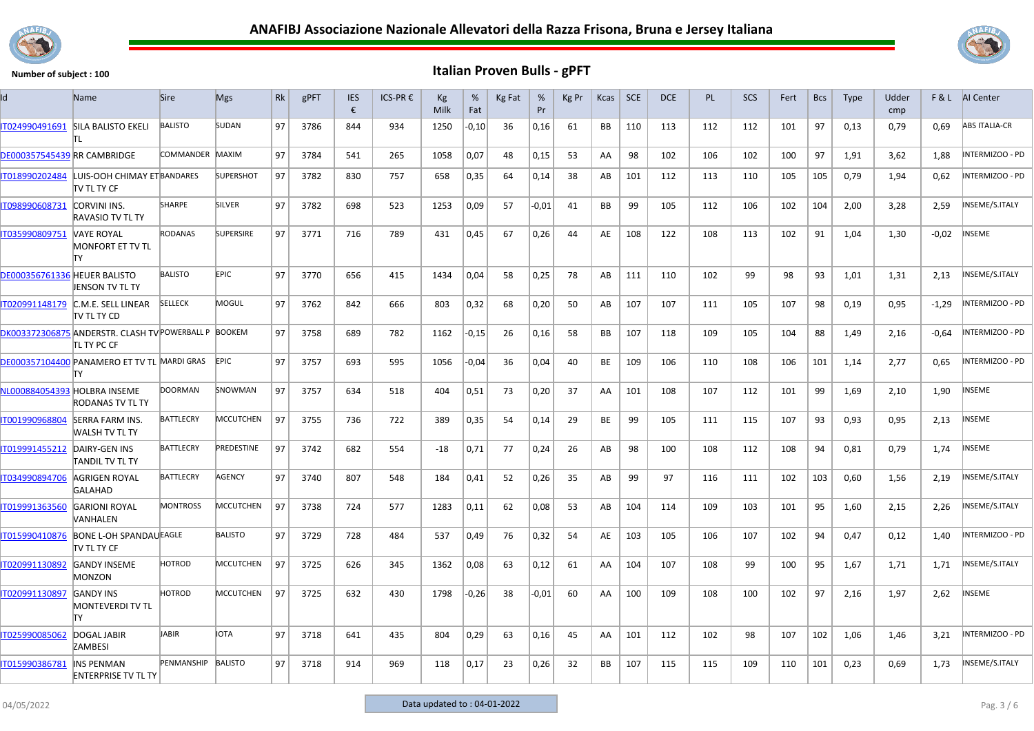# ANAFIBJ Associazione Nazionale Allevatori della Razza Frisona, Bruna e Jersey Italiana

**Number of subject : 100**

## Italian Proven Bulls - gPFT

| Id | Name | Sire | Mgs | Rk | gPFT | IES € | ICS-PR € | Kg Milk | % Fat | Kg Fat | % Pr | Kg Pr | Kcas | SCE | DCE | PL | SCS | Fert | Bcs | Type | Udder cmp | F & L | AI Center |
|---|---|---|---|---|---|---|---|---|---|---|---|---|---|---|---|---|---|---|---|---|---|---|---|
| IT024990491691 | SILA BALISTO EKELI TL | BALISTO | SUDAN | 97 | 3786 | 844 | 934 | 1250 | -0,10 | 36 | 0,16 | 61 | BB | 110 | 113 | 112 | 112 | 101 | 97 | 0,13 | 0,79 | 0,69 | ABS ITALIA-CR |
| DE000357545439 | RR CAMBRIDGE | COMMANDER | MAXIM | 97 | 3784 | 541 | 265 | 1058 | 0,07 | 48 | 0,15 | 53 | AA | 98 | 102 | 106 | 102 | 100 | 97 | 1,91 | 3,62 | 1,88 | INTERMIZOO - PD |
| IT018990202484 | LUIS-OOH CHIMAY ET TV TL TY CF | BANDARES | SUPERSHOT | 97 | 3782 | 830 | 757 | 658 | 0,35 | 64 | 0,14 | 38 | AB | 101 | 112 | 113 | 110 | 105 | 105 | 0,79 | 1,94 | 0,62 | INTERMIZOO - PD |
| IT098990608731 | CORVINI INS. RAVASIO TV TL TY | SHARPE | SILVER | 97 | 3782 | 698 | 523 | 1253 | 0,09 | 57 | -0,01 | 41 | BB | 99 | 105 | 112 | 106 | 102 | 104 | 2,00 | 3,28 | 2,59 | INSEME/S.ITALY |
| IT035990809751 | VAYE ROYAL MONFORT ET TV TL TY | RODANAS | SUPERSIRE | 97 | 3771 | 716 | 789 | 431 | 0,45 | 67 | 0,26 | 44 | AE | 108 | 122 | 108 | 113 | 102 | 91 | 1,04 | 1,30 | -0,02 | INSEME |
| DE000356761336 | HEUER BALISTO JENSON TV TL TY | BALISTO | EPIC | 97 | 3770 | 656 | 415 | 1434 | 0,04 | 58 | 0,25 | 78 | AB | 111 | 110 | 102 | 99 | 98 | 93 | 1,01 | 1,31 | 2,13 | INSEME/S.ITALY |
| IT020991148179 | C.M.E. SELL LINEAR TV TL TY CD | SELLECK | MOGUL | 97 | 3762 | 842 | 666 | 803 | 0,32 | 68 | 0,20 | 50 | AB | 107 | 107 | 111 | 105 | 107 | 98 | 0,19 | 0,95 | -1,29 | INTERMIZOO - PD |
| DK003372306875 | ANDERSTR. CLASH TV TL TY PC CF | POWERBALL P | BOOKEM | 97 | 3758 | 689 | 782 | 1162 | -0,15 | 26 | 0,16 | 58 | BB | 107 | 118 | 109 | 105 | 104 | 88 | 1,49 | 2,16 | -0,64 | INTERMIZOO - PD |
| DE000357104400 | PANAMERO ET TV TL TY | MARDI GRAS | EPIC | 97 | 3757 | 693 | 595 | 1056 | -0,04 | 36 | 0,04 | 40 | BE | 109 | 106 | 110 | 108 | 106 | 101 | 1,14 | 2,77 | 0,65 | INTERMIZOO - PD |
| NL000884054393 | HOLBRA INSEME RODANAS TV TL TY | DOORMAN | SNOWMAN | 97 | 3757 | 634 | 518 | 404 | 0,51 | 73 | 0,20 | 37 | AA | 101 | 108 | 107 | 112 | 101 | 99 | 1,69 | 2,10 | 1,90 | INSEME |
| IT001990968804 | SERRA FARM INS. WALSH TV TL TY | BATTLECRY | MCCUTCHEN | 97 | 3755 | 736 | 722 | 389 | 0,35 | 54 | 0,14 | 29 | BE | 99 | 105 | 111 | 115 | 107 | 93 | 0,93 | 0,95 | 2,13 | INSEME |
| IT019991455212 | DAIRY-GEN INS TANDIL TV TL TY | BATTLECRY | PREDESTINE | 97 | 3742 | 682 | 554 | -18 | 0,71 | 77 | 0,24 | 26 | AB | 98 | 100 | 108 | 112 | 108 | 94 | 0,81 | 0,79 | 1,74 | INSEME |
| IT034990894706 | AGRIGEN ROYAL GALAHAD | BATTLECRY | AGENCY | 97 | 3740 | 807 | 548 | 184 | 0,41 | 52 | 0,26 | 35 | AB | 99 | 97 | 116 | 111 | 102 | 103 | 0,60 | 1,56 | 2,19 | INSEME/S.ITALY |
| IT019991363560 | GARIONI ROYAL VANHALEN | MONTROSS | MCCUTCHEN | 97 | 3738 | 724 | 577 | 1283 | 0,11 | 62 | 0,08 | 53 | AB | 104 | 114 | 109 | 103 | 101 | 95 | 1,60 | 2,15 | 2,26 | INSEME/S.ITALY |
| IT015990410876 | BONE L-OH SPANDAU TV TL TY CF | EAGLE | BALISTO | 97 | 3729 | 728 | 484 | 537 | 0,49 | 76 | 0,32 | 54 | AE | 103 | 105 | 106 | 107 | 102 | 94 | 0,47 | 0,12 | 1,40 | INTERMIZOO - PD |
| IT020991130892 | GANDY INSEME MONZON | HOTROD | MCCUTCHEN | 97 | 3725 | 626 | 345 | 1362 | 0,08 | 63 | 0,12 | 61 | AA | 104 | 107 | 108 | 99 | 100 | 95 | 1,67 | 1,71 | 1,71 | INSEME/S.ITALY |
| IT020991130897 | GANDY INS MONTEVERDI TV TL TY | HOTROD | MCCUTCHEN | 97 | 3725 | 632 | 430 | 1798 | -0,26 | 38 | -0,01 | 60 | AA | 100 | 109 | 108 | 100 | 102 | 97 | 2,16 | 1,97 | 2,62 | INSEME |
| IT025990085062 | DOGAL JABIR ZAMBESI | JABIR | IOTA | 97 | 3718 | 641 | 435 | 804 | 0,29 | 63 | 0,16 | 45 | AA | 101 | 112 | 102 | 98 | 107 | 102 | 1,06 | 1,46 | 3,21 | INTERMIZOO - PD |
| IT015990386781 | INS PENMAN ENTERPRISE TV TL TY | PENMANSHIP | BALISTO | 97 | 3718 | 914 | 969 | 118 | 0,17 | 23 | 0,26 | 32 | BB | 107 | 115 | 115 | 109 | 110 | 101 | 0,23 | 0,69 | 1,73 | INSEME/S.ITALY |

04/05/2022 — Data updated to : 04-01-2022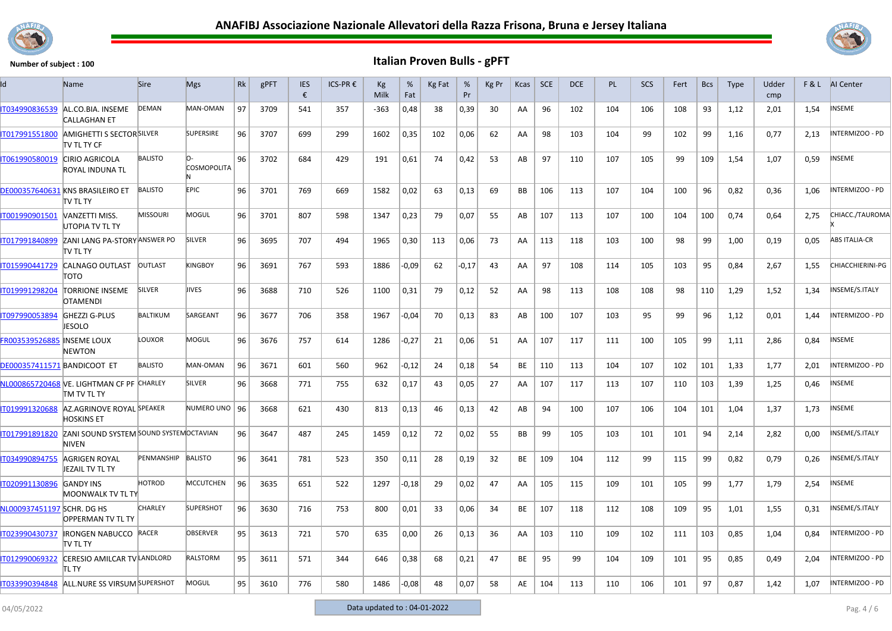# ANAFIBJ Associazione Nazionale Allevatori della Razza Frisona, Bruna e Jersey Italiana

Number of subject : 100

## Italian Proven Bulls - gPFT

| Id | Name | Sire | Mgs | Rk | gPFT | IES € | ICS-PR € | Kg Milk | % Fat | Kg Fat | % Pr | Kg Pr | Kcas | SCE | DCE | PL | SCS | Fert | Bcs | Type | Udder cmp | F & L | AI Center |
|---|---|---|---|---|---|---|---|---|---|---|---|---|---|---|---|---|---|---|---|---|---|---|---|
| IT034990836539 | AL.CO.BIA. INSEME CALLAGHAN ET | DEMAN | MAN-OMAN | 97 | 3709 | 541 | 357 | -363 | 0,48 | 38 | 0,39 | 30 | AA | 96 | 102 | 104 | 106 | 108 | 93 | 1,12 | 2,01 | 1,54 | INSEME |
| IT017991551800 | AMIGHETTI S SECTOR TV TL TY CF | SILVER | SUPERSIRE | 96 | 3707 | 699 | 299 | 1602 | 0,35 | 102 | 0,06 | 62 | AA | 98 | 103 | 104 | 99 | 102 | 99 | 1,16 | 0,77 | 2,13 | INTERMIZOO - PD |
| IT061990580019 | CIRIO AGRICOLA ROYAL INDUNA TL | BALISTO | O-COSMOPOLITAN | 96 | 3702 | 684 | 429 | 191 | 0,61 | 74 | 0,42 | 53 | AB | 97 | 110 | 107 | 105 | 99 | 109 | 1,54 | 1,07 | 0,59 | INSEME |
| DE000357640631 | KNS BRASILEIRO ET TV TL TY | BALISTO | EPIC | 96 | 3701 | 769 | 669 | 1582 | 0,02 | 63 | 0,13 | 69 | BB | 106 | 113 | 107 | 104 | 100 | 96 | 0,82 | 0,36 | 1,06 | INTERMIZOO - PD |
| IT001990901501 | VANZETTI MISS. UTOPIA TV TL TY | MISSOURI | MOGUL | 96 | 3701 | 807 | 598 | 1347 | 0,23 | 79 | 0,07 | 55 | AB | 107 | 113 | 107 | 100 | 104 | 100 | 0,74 | 0,64 | 2,75 | CHIACC./TAUROMAX |
| IT017991840899 | ZANI LANG PA-STORY TV TL TY | ANSWER PO | SILVER | 96 | 3695 | 707 | 494 | 1965 | 0,30 | 113 | 0,06 | 73 | AA | 113 | 118 | 103 | 100 | 98 | 99 | 1,00 | 0,19 | 0,05 | ABS ITALIA-CR |
| IT015990441729 | CALNAGO OUTLAST TOTO | OUTLAST | KINGBOY | 96 | 3691 | 767 | 593 | 1886 | -0,09 | 62 | -0,17 | 43 | AA | 97 | 108 | 114 | 105 | 103 | 95 | 0,84 | 2,67 | 1,55 | CHIACCHIERINI-PG |
| IT019991298204 | TORRIONE INSEME OTAMENDI | SILVER | JIVES | 96 | 3688 | 710 | 526 | 1100 | 0,31 | 79 | 0,12 | 52 | AA | 98 | 113 | 108 | 108 | 98 | 110 | 1,29 | 1,52 | 1,34 | INSEME/S.ITALY |
| IT097990053894 | GHEZZI G-PLUS JESOLO | BALTIKUM | SARGEANT | 96 | 3677 | 706 | 358 | 1967 | -0,04 | 70 | 0,13 | 83 | AB | 100 | 107 | 103 | 95 | 99 | 96 | 1,12 | 0,01 | 1,44 | INTERMIZOO - PD |
| FR003539526885 | INSEME LOUX NEWTON | LOUXOR | MOGUL | 96 | 3676 | 757 | 614 | 1286 | -0,27 | 21 | 0,06 | 51 | AA | 107 | 117 | 111 | 100 | 105 | 99 | 1,11 | 2,86 | 0,84 | INSEME |
| DE000357411571 | BANDICOOT ET | BALISTO | MAN-OMAN | 96 | 3671 | 601 | 560 | 962 | -0,12 | 24 | 0,18 | 54 | BE | 110 | 113 | 104 | 107 | 102 | 101 | 1,33 | 1,77 | 2,01 | INTERMIZOO - PD |
| NL000865720468 | VE. LIGHTMAN CF PF TM TV TL TY | CHARLEY | SILVER | 96 | 3668 | 771 | 755 | 632 | 0,17 | 43 | 0,05 | 27 | AA | 107 | 117 | 113 | 107 | 110 | 103 | 1,39 | 1,25 | 0,46 | INSEME |
| IT019991320688 | AZ.AGRINOVE ROYAL HOSKINS ET | SPEAKER | NUMERO UNO | 96 | 3668 | 621 | 430 | 813 | 0,13 | 46 | 0,13 | 42 | AB | 94 | 100 | 107 | 106 | 104 | 101 | 1,04 | 1,37 | 1,73 | INSEME |
| IT017991891820 | ZANI SOUND SYSTEM NIVEN | SOUND SYSTEM | OCTAVIAN | 96 | 3647 | 487 | 245 | 1459 | 0,12 | 72 | 0,02 | 55 | BB | 99 | 105 | 103 | 101 | 101 | 94 | 2,14 | 2,82 | 0,00 | INSEME/S.ITALY |
| IT034990894755 | AGRIGEN ROYAL JEZAIL TV TL TY | PENMANSHIP | BALISTO | 96 | 3641 | 781 | 523 | 350 | 0,11 | 28 | 0,19 | 32 | BE | 109 | 104 | 112 | 99 | 115 | 99 | 0,82 | 0,79 | 0,26 | INSEME/S.ITALY |
| IT020991130896 | GANDY INS MOONWALK TV TL TY | HOTROD | MCCUTCHEN | 96 | 3635 | 651 | 522 | 1297 | -0,18 | 29 | 0,02 | 47 | AA | 105 | 115 | 109 | 101 | 105 | 99 | 1,77 | 1,79 | 2,54 | INSEME |
| NL000937451197 | SCHR. DG HS OPPERMAN TV TL TY | CHARLEY | SUPERSHOT | 96 | 3630 | 716 | 753 | 800 | 0,01 | 33 | 0,06 | 34 | BE | 107 | 118 | 112 | 108 | 109 | 95 | 1,01 | 1,55 | 0,31 | INSEME/S.ITALY |
| IT023990430737 | IRONGEN NABUCCO TV TL TY | RACER | OBSERVER | 95 | 3613 | 721 | 570 | 635 | 0,00 | 26 | 0,13 | 36 | AA | 103 | 110 | 109 | 102 | 111 | 103 | 0,85 | 1,04 | 0,84 | INTERMIZOO - PD |
| IT012990069322 | CERESIO AMILCAR TV TL TY | LANDLORD | RALSTORM | 95 | 3611 | 571 | 344 | 646 | 0,38 | 68 | 0,21 | 47 | BE | 95 | 99 | 104 | 109 | 101 | 95 | 0,85 | 0,49 | 2,04 | INTERMIZOO - PD |
| IT033990394848 | ALL.NURE SS VIRSUM | SUPERSHOT | MOGUL | 95 | 3610 | 776 | 580 | 1486 | -0,08 | 48 | 0,07 | 58 | AE | 104 | 113 | 110 | 106 | 101 | 97 | 0,87 | 1,42 | 1,07 | INTERMIZOO - PD |

04/05/2022

Data updated to : 04-01-2022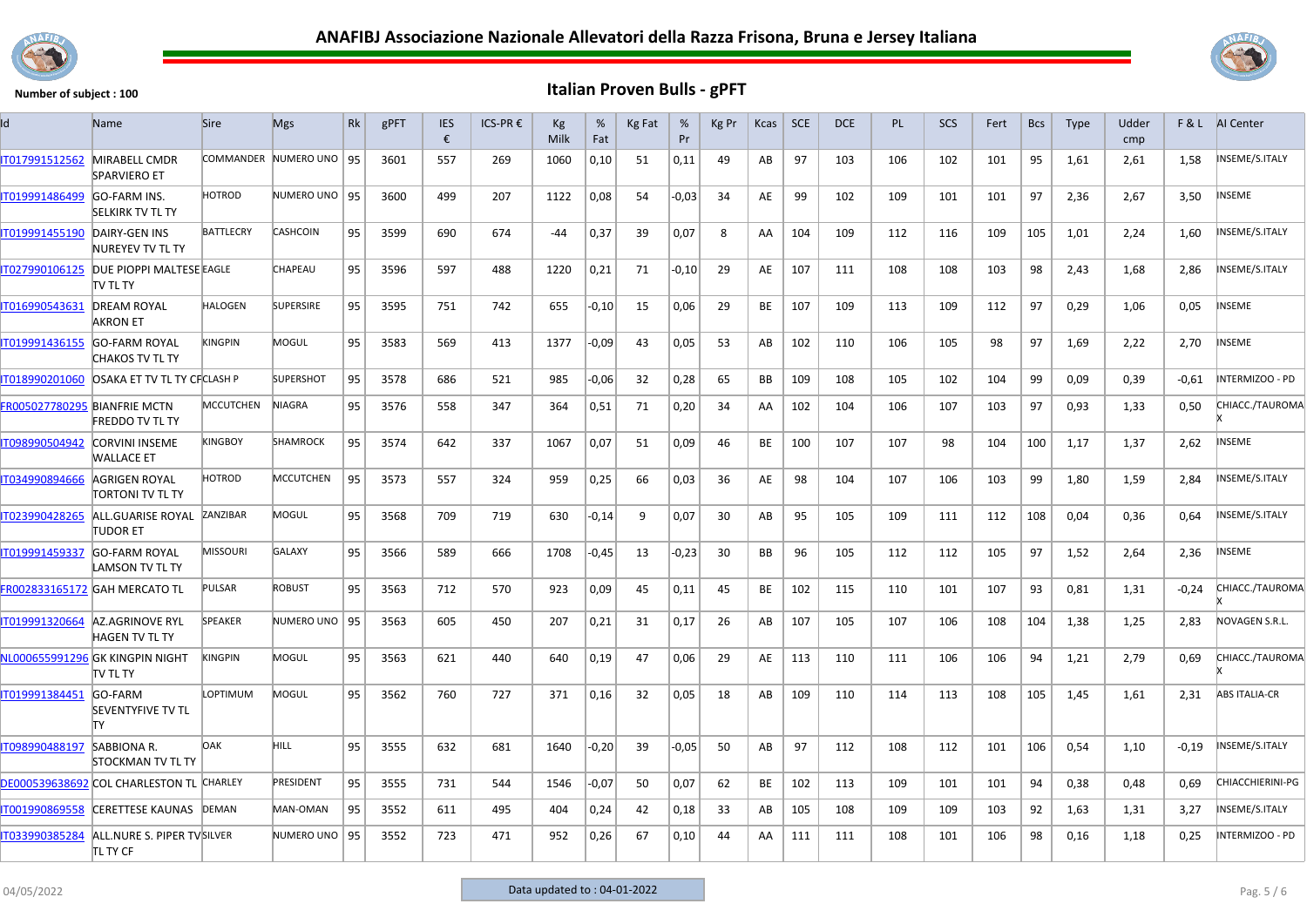# ANAFIBJ Associazione Nazionale Allevatori della Razza Frisona, Bruna e Jersey Italiana

**Number of subject : 100**

## Italian Proven Bulls - gPFT

| Id | Name | Sire | Mgs | Rk | gPFT | IES € | ICS-PR € | Kg Milk | % Fat | Kg Fat | % Pr | Kg Pr | Kcas | SCE | DCE | PL | SCS | Fert | Bcs | Type | Udder cmp | F & L | AI Center |
|---|---|---|---|---|---|---|---|---|---|---|---|---|---|---|---|---|---|---|---|---|---|---|---|
| IT017991512562 | MIRABELL CMDR SPARVIERO ET | COMMANDER | NUMERO UNO | 95 | 3601 | 557 | 269 | 1060 | 0,10 | 51 | 0,11 | 49 | AB | 97 | 103 | 106 | 102 | 101 | 95 | 1,61 | 2,61 | 1,58 | INSEME/S.ITALY |
| IT019991486499 | GO-FARM INS. SELKIRK TV TL TY | HOTROD | NUMERO UNO | 95 | 3600 | 499 | 207 | 1122 | 0,08 | 54 | -0,03 | 34 | AE | 99 | 102 | 109 | 101 | 101 | 97 | 2,36 | 2,67 | 3,50 | INSEME |
| IT019991455190 | DAIRY-GEN INS NUREYEV TV TL TY | BATTLECRY | CASHCOIN | 95 | 3599 | 690 | 674 | -44 | 0,37 | 39 | 0,07 | 8 | AA | 104 | 109 | 112 | 116 | 109 | 105 | 1,01 | 2,24 | 1,60 | INSEME/S.ITALY |
| IT027990106125 | DUE PIOPPI MALTESE TV TL TY | EAGLE | CHAPEAU | 95 | 3596 | 597 | 488 | 1220 | 0,21 | 71 | -0,10 | 29 | AE | 107 | 111 | 108 | 108 | 103 | 98 | 2,43 | 1,68 | 2,86 | INSEME/S.ITALY |
| IT016990543631 | DREAM ROYAL AKRON ET | HALOGEN | SUPERSIRE | 95 | 3595 | 751 | 742 | 655 | -0,10 | 15 | 0,06 | 29 | BE | 107 | 109 | 113 | 109 | 112 | 97 | 0,29 | 1,06 | 0,05 | INSEME |
| IT019991436155 | GO-FARM ROYAL CHAKOS TV TL TY | KINGPIN | MOGUL | 95 | 3583 | 569 | 413 | 1377 | -0,09 | 43 | 0,05 | 53 | AB | 102 | 110 | 106 | 105 | 98 | 97 | 1,69 | 2,22 | 2,70 | INSEME |
| IT018990201060 | OSAKA ET TV TL TY CF | CLASH P | SUPERSHOT | 95 | 3578 | 686 | 521 | 985 | -0,06 | 32 | 0,28 | 65 | BB | 109 | 108 | 105 | 102 | 104 | 99 | 0,09 | 0,39 | -0,61 | INTERMIZOO - PD |
| FR005027780295 | BIANFRIE MCTN FREDDO TV TL TY | MCCUTCHEN | NIAGRA | 95 | 3576 | 558 | 347 | 364 | 0,51 | 71 | 0,20 | 34 | AA | 102 | 104 | 106 | 107 | 103 | 97 | 0,93 | 1,33 | 0,50 | CHIACC./TAUROMAX |
| IT098990504942 | CORVINI INSEME WALLACE ET | KINGBOY | SHAMROCK | 95 | 3574 | 642 | 337 | 1067 | 0,07 | 51 | 0,09 | 46 | BE | 100 | 107 | 107 | 98 | 104 | 100 | 1,17 | 1,37 | 2,62 | INSEME |
| IT034990894666 | AGRIGEN ROYAL TORTONI TV TL TY | HOTROD | MCCUTCHEN | 95 | 3573 | 557 | 324 | 959 | 0,25 | 66 | 0,03 | 36 | AE | 98 | 104 | 107 | 106 | 103 | 99 | 1,80 | 1,59 | 2,84 | INSEME/S.ITALY |
| IT023990428265 | ALL.GUARISE ROYAL TUDOR ET | ZANZIBAR | MOGUL | 95 | 3568 | 709 | 719 | 630 | -0,14 | 9 | 0,07 | 30 | AB | 95 | 105 | 109 | 111 | 112 | 108 | 0,04 | 0,36 | 0,64 | INSEME/S.ITALY |
| IT019991459337 | GO-FARM ROYAL LAMSON TV TL TY | MISSOURI | GALAXY | 95 | 3566 | 589 | 666 | 1708 | -0,45 | 13 | -0,23 | 30 | BB | 96 | 105 | 112 | 112 | 105 | 97 | 1,52 | 2,64 | 2,36 | INSEME |
| FR002833165172 | GAH MERCATO TL | PULSAR | ROBUST | 95 | 3563 | 712 | 570 | 923 | 0,09 | 45 | 0,11 | 45 | BE | 102 | 115 | 110 | 101 | 107 | 93 | 0,81 | 1,31 | -0,24 | CHIACC./TAUROMAX |
| IT019991320664 | AZ.AGRINOVE RYL HAGEN TV TL TY | SPEAKER | NUMERO UNO | 95 | 3563 | 605 | 450 | 207 | 0,21 | 31 | 0,17 | 26 | AB | 107 | 105 | 107 | 106 | 108 | 104 | 1,38 | 1,25 | 2,83 | NOVAGEN S.R.L. |
| NL000655991296 | GK KINGPIN NIGHT TV TL TY | KINGPIN | MOGUL | 95 | 3563 | 621 | 440 | 640 | 0,19 | 47 | 0,06 | 29 | AE | 113 | 110 | 111 | 106 | 106 | 94 | 1,21 | 2,79 | 0,69 | CHIACC./TAUROMAX |
| IT019991384451 | GO-FARM SEVENTYFIVE TV TL TY | LOPTIMUM | MOGUL | 95 | 3562 | 760 | 727 | 371 | 0,16 | 32 | 0,05 | 18 | AB | 109 | 110 | 114 | 113 | 108 | 105 | 1,45 | 1,61 | 2,31 | ABS ITALIA-CR |
| IT098990488197 | SABBIONA R. STOCKMAN TV TL TY | OAK | HILL | 95 | 3555 | 632 | 681 | 1640 | -0,20 | 39 | -0,05 | 50 | AB | 97 | 112 | 108 | 112 | 101 | 106 | 0,54 | 1,10 | -0,19 | INSEME/S.ITALY |
| DE000539638692 | COL CHARLESTON TL | CHARLEY | PRESIDENT | 95 | 3555 | 731 | 544 | 1546 | -0,07 | 50 | 0,07 | 62 | BE | 102 | 113 | 109 | 101 | 101 | 94 | 0,38 | 0,48 | 0,69 | CHIACCHIERINI-PG |
| IT001990869558 | CERETTESE KAUNAS | DEMAN | MAN-OMAN | 95 | 3552 | 611 | 495 | 404 | 0,24 | 42 | 0,18 | 33 | AB | 105 | 108 | 109 | 109 | 103 | 92 | 1,63 | 1,31 | 3,27 | INSEME/S.ITALY |
| IT033990385284 | ALL.NURE S. PIPER TV TL TY CF | SILVER | NUMERO UNO | 95 | 3552 | 723 | 471 | 952 | 0,26 | 67 | 0,10 | 44 | AA | 111 | 111 | 108 | 101 | 106 | 98 | 0,16 | 1,18 | 0,25 | INTERMIZOO - PD |

04/05/2022 — Data updated to : 04-01-2022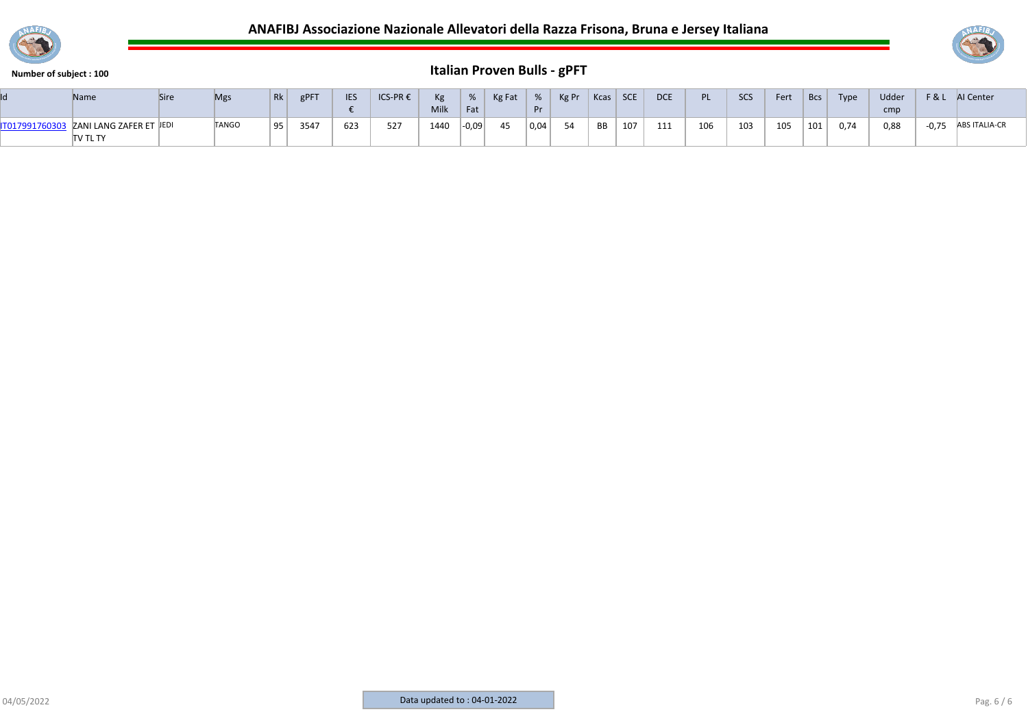# ANAFIBJ Associazione Nazionale Allevatori della Razza Frisona, Bruna e Jersey Italiana

**Number of subject : 100**

## Italian Proven Bulls - gPFT

| Id | Name | Sire | Mgs | Rk | gPFT | IES € | ICS-PR € | Kg Milk | % Fat | Kg Fat | % Pr | Kg Pr | Kcas | SCE | DCE | PL | SCS | Fert | Bcs | Type | Udder cmp | F & L | AI Center |
|---|---|---|---|---|---|---|---|---|---|---|---|---|---|---|---|---|---|---|---|---|---|---|---|
| IT017991760303 | ZANI LANG ZAFER ET TV TL TY | JEDI | TANGO | 95 | 3547 | 623 | 527 | 1440 | -0,09 | 45 | 0,04 | 54 | BB | 107 | 111 | 106 | 103 | 105 | 101 | 0,74 | 0,88 | -0,75 | ABS ITALIA-CR |

04/05/2022

Data updated to : 04-01-2022